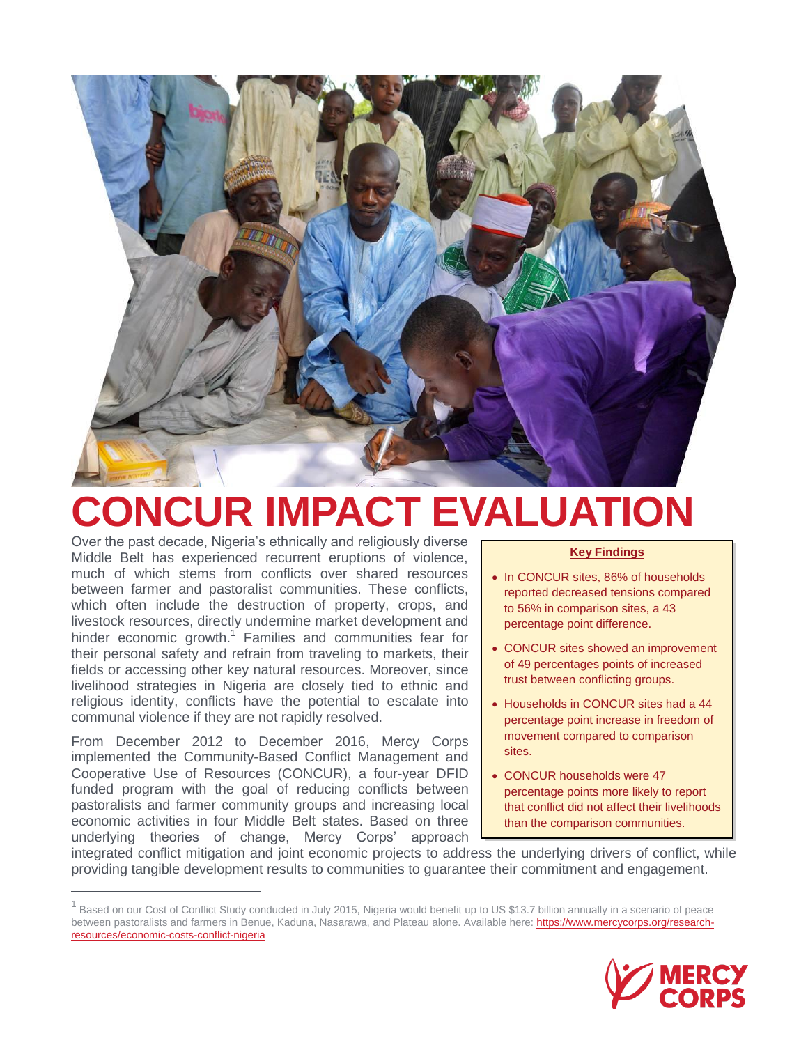# CONCUR IMPACT EVALUATION

Over the past decade, Nigeria's ethnically and religiously diverse Middle Belt has experienced recurrent eruptions of violence, much of which stems from conflicts over shared resources between farmer and pastoralist communities. These conflicts, which often include the destruction of property, crops, and livestock resources, directly undermine market development and hinder economic growth.[1] Families and communities fear for their personal safety and refrain from traveling to markets, their fields or accessing other key natural resources. Moreover, since livelihood strategies in Nigeria are closely tied to ethnic and religious identity, conflicts have the potential to escalate into communal violence if they are not rapidly resolved.

From December 2012 to December 2016, Mercy Corps implemented the Community-Based Conflict Management and Cooperative Use of Resources (CONCUR), a four-year DFID funded program with the goal of reducing conflicts between pastoralists and farmer community groups and increasing local economic activities in four Middle Belt states. Based on three underlying theories of change, Mercy Corps' approach integrated conflict mitigation and joint economic projects to address the underlying drivers of conflict, while providing tangible development results to communities to guarantee their commitment and engagement.

**Key Findings**

- In CONCUR sites, 86% of households reported decreased tensions compared to 56% in comparison sites, a 43 percentage point difference.
- CONCUR sites showed an improvement of 49 percentages points of increased trust between conflicting groups.
- Households in CONCUR sites had a 44 percentage point increase in freedom of movement compared to comparison sites.
- CONCUR households were 47 percentage points more likely to report that conflict did not affect their livelihoods than the comparison communities.

[1] Based on our Cost of Conflict Study conducted in July 2015, Nigeria would benefit up to US $13.7 billion annually in a scenario of peace between pastoralists and farmers in Benue, Kaduna, Nasarawa, and Plateau alone. Available here: https://www.mercycorps.org/research-resources/economic-costs-conflict-nigeria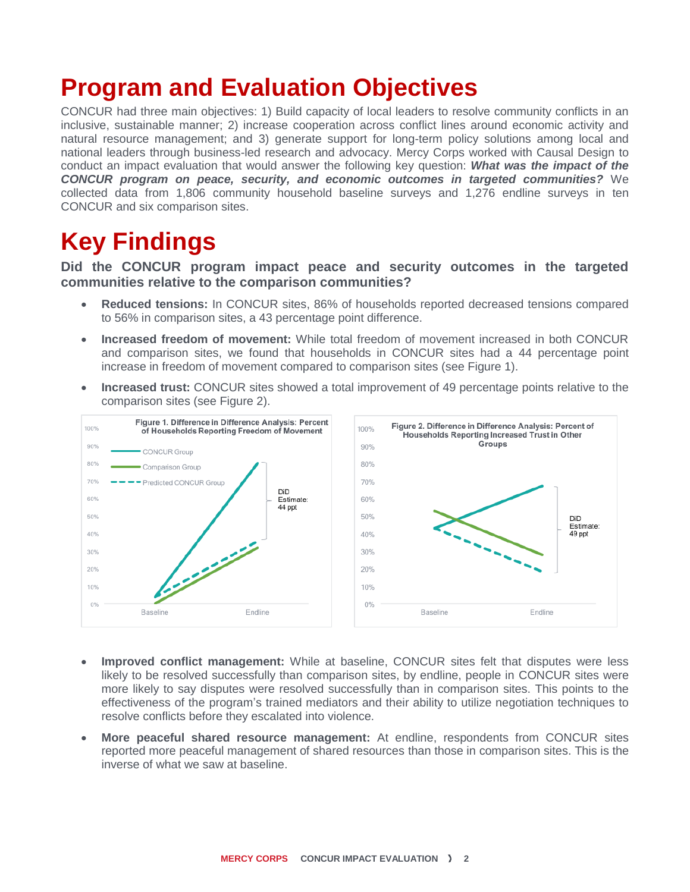# Program and Evaluation Objectives

CONCUR had three main objectives: 1) Build capacity of local leaders to resolve community conflicts in an inclusive, sustainable manner; 2) increase cooperation across conflict lines around economic activity and natural resource management; and 3) generate support for long-term policy solutions among local and national leaders through business-led research and advocacy. Mercy Corps worked with Causal Design to conduct an impact evaluation that would answer the following key question: ***What was the impact of the CONCUR program on peace, security, and economic outcomes in targeted communities?*** We collected data from 1,806 community household baseline surveys and 1,276 endline surveys in ten CONCUR and six comparison sites.

# Key Findings

**Did the CONCUR program impact peace and security outcomes in the targeted communities relative to the comparison communities?**

- **Reduced tensions:** In CONCUR sites, 86% of households reported decreased tensions compared to 56% in comparison sites, a 43 percentage point difference.
- **Increased freedom of movement:** While total freedom of movement increased in both CONCUR and comparison sites, we found that households in CONCUR sites had a 44 percentage point increase in freedom of movement compared to comparison sites (see Figure 1).
- **Increased trust:** CONCUR sites showed a total improvement of 49 percentage points relative to the comparison sites (see Figure 2).

Figure 1. Difference in Difference Analysis: Percent of Households Reporting Freedom of Movement

Figure 2. Difference in Difference Analysis: Percent of Households Reporting Increased Trust in Other Groups

- **Improved conflict management:** While at baseline, CONCUR sites felt that disputes were less likely to be resolved successfully than comparison sites, by endline, people in CONCUR sites were more likely to say disputes were resolved successfully than in comparison sites. This points to the effectiveness of the program's trained mediators and their ability to utilize negotiation techniques to resolve conflicts before they escalated into violence.
- **More peaceful shared resource management:** At endline, respondents from CONCUR sites reported more peaceful management of shared resources than those in comparison sites. This is the inverse of what we saw at baseline.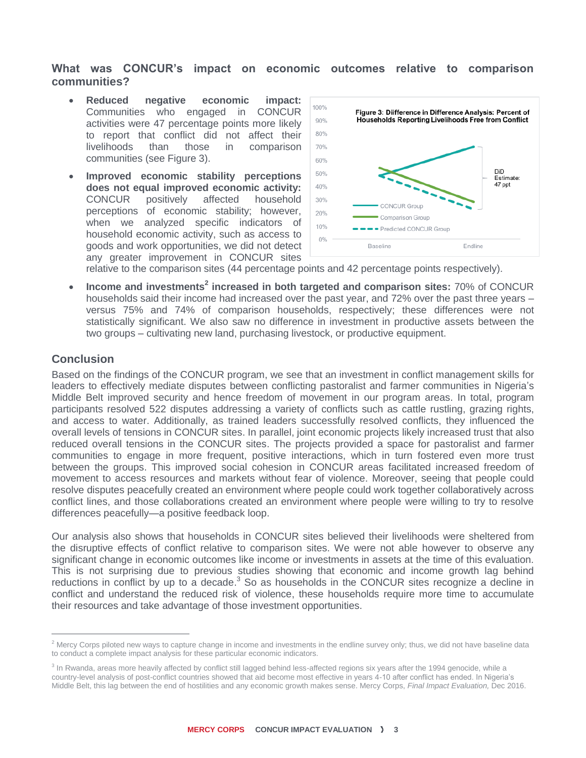## What was CONCUR's impact on economic outcomes relative to comparison communities?

- **Reduced negative economic impact:** Communities who engaged in CONCUR activities were 47 percentage points more likely to report that conflict did not affect their livelihoods than those in comparison communities (see Figure 3).
- **Improved economic stability perceptions does not equal improved economic activity:** CONCUR positively affected household perceptions of economic stability; however, when we analyzed specific indicators of household economic activity, such as access to goods and work opportunities, we did not detect any greater improvement in CONCUR sites relative to the comparison sites (44 percentage points and 42 percentage points respectively).
- **Income and investments[2] increased in both targeted and comparison sites:** 70% of CONCUR households said their income had increased over the past year, and 72% over the past three years – versus 75% and 74% of comparison households, respectively; these differences were not statistically significant. We also saw no difference in investment in productive assets between the two groups – cultivating new land, purchasing livestock, or productive equipment.

**Figure 3: Diifference in Difference Analysis: Percent of Households Reporting Livelihoods Free from Conflict**

## Conclusion

Based on the findings of the CONCUR program, we see that an investment in conflict management skills for leaders to effectively mediate disputes between conflicting pastoralist and farmer communities in Nigeria's Middle Belt improved security and hence freedom of movement in our program areas. In total, program participants resolved 522 disputes addressing a variety of conflicts such as cattle rustling, grazing rights, and access to water. Additionally, as trained leaders successfully resolved conflicts, they influenced the overall levels of tensions in CONCUR sites. In parallel, joint economic projects likely increased trust that also reduced overall tensions in the CONCUR sites. The projects provided a space for pastoralist and farmer communities to engage in more frequent, positive interactions, which in turn fostered even more trust between the groups. This improved social cohesion in CONCUR areas facilitated increased freedom of movement to access resources and markets without fear of violence. Moreover, seeing that people could resolve disputes peacefully created an environment where people could work together collaboratively across conflict lines, and those collaborations created an environment where people were willing to try to resolve differences peacefully—a positive feedback loop.

Our analysis also shows that households in CONCUR sites believed their livelihoods were sheltered from the disruptive effects of conflict relative to comparison sites. We were not able however to observe any significant change in economic outcomes like income or investments in assets at the time of this evaluation. This is not surprising due to previous studies showing that economic and income growth lag behind reductions in conflict by up to a decade.[3] So as households in the CONCUR sites recognize a decline in conflict and understand the reduced risk of violence, these households require more time to accumulate their resources and take advantage of those investment opportunities.

---

[2] Mercy Corps piloted new ways to capture change in income and investments in the endline survey only; thus, we did not have baseline data to conduct a complete impact analysis for these particular economic indicators.

[3] In Rwanda, areas more heavily affected by conflict still lagged behind less-affected regions six years after the 1994 genocide, while a country-level analysis of post-conflict countries showed that aid become most effective in years 4-10 after conflict has ended. In Nigeria's Middle Belt, this lag between the end of hostilities and any economic growth makes sense. Mercy Corps, *Final Impact Evaluation,* Dec 2016.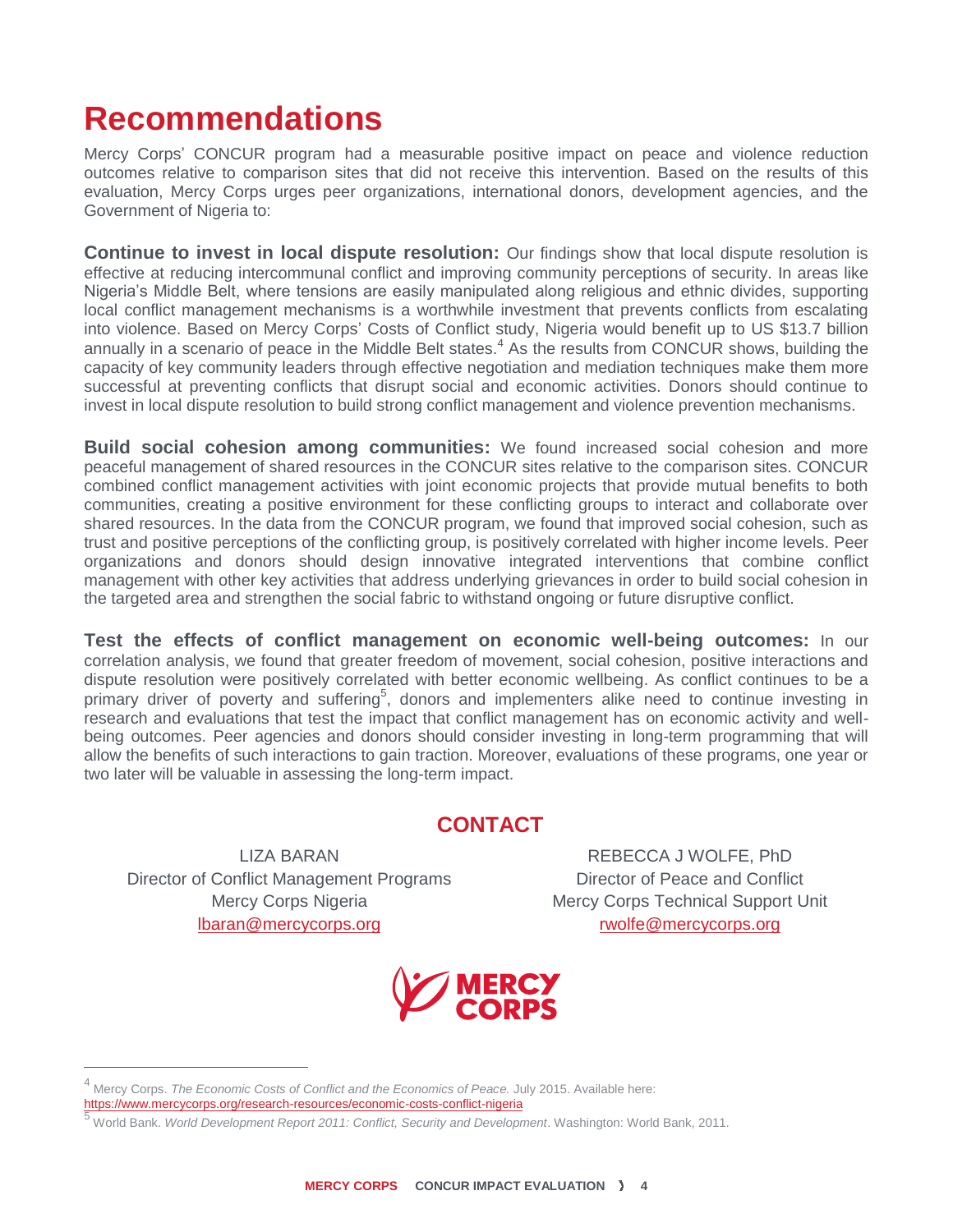# Recommendations

Mercy Corps' CONCUR program had a measurable positive impact on peace and violence reduction outcomes relative to comparison sites that did not receive this intervention. Based on the results of this evaluation, Mercy Corps urges peer organizations, international donors, development agencies, and the Government of Nigeria to:

**Continue to invest in local dispute resolution:** Our findings show that local dispute resolution is effective at reducing intercommunal conflict and improving community perceptions of security. In areas like Nigeria's Middle Belt, where tensions are easily manipulated along religious and ethnic divides, supporting local conflict management mechanisms is a worthwhile investment that prevents conflicts from escalating into violence. Based on Mercy Corps' Costs of Conflict study, Nigeria would benefit up to US $13.7 billion annually in a scenario of peace in the Middle Belt states.[4] As the results from CONCUR shows, building the capacity of key community leaders through effective negotiation and mediation techniques make them more successful at preventing conflicts that disrupt social and economic activities. Donors should continue to invest in local dispute resolution to build strong conflict management and violence prevention mechanisms.

**Build social cohesion among communities:** We found increased social cohesion and more peaceful management of shared resources in the CONCUR sites relative to the comparison sites. CONCUR combined conflict management activities with joint economic projects that provide mutual benefits to both communities, creating a positive environment for these conflicting groups to interact and collaborate over shared resources. In the data from the CONCUR program, we found that improved social cohesion, such as trust and positive perceptions of the conflicting group, is positively correlated with higher income levels. Peer organizations and donors should design innovative integrated interventions that combine conflict management with other key activities that address underlying grievances in order to build social cohesion in the targeted area and strengthen the social fabric to withstand ongoing or future disruptive conflict.

**Test the effects of conflict management on economic well-being outcomes:** In our correlation analysis, we found that greater freedom of movement, social cohesion, positive interactions and dispute resolution were positively correlated with better economic wellbeing. As conflict continues to be a primary driver of poverty and suffering[5], donors and implementers alike need to continue investing in research and evaluations that test the impact that conflict management has on economic activity and well-being outcomes. Peer agencies and donors should consider investing in long-term programming that will allow the benefits of such interactions to gain traction. Moreover, evaluations of these programs, one year or two later will be valuable in assessing the long-term impact.

## CONTACT

LIZA BARAN
Director of Conflict Management Programs
Mercy Corps Nigeria
lbaran@mercycorps.org

REBECCA J WOLFE, PhD
Director of Peace and Conflict
Mercy Corps Technical Support Unit
rwolfe@mercycorps.org

MERCY CORPS

---

[4] Mercy Corps. *The Economic Costs of Conflict and the Economics of Peace.* July 2015. Available here: https://www.mercycorps.org/research-resources/economic-costs-conflict-nigeria

[5] World Bank. *World Development Report 2011: Conflict, Security and Development*. Washington: World Bank, 2011.